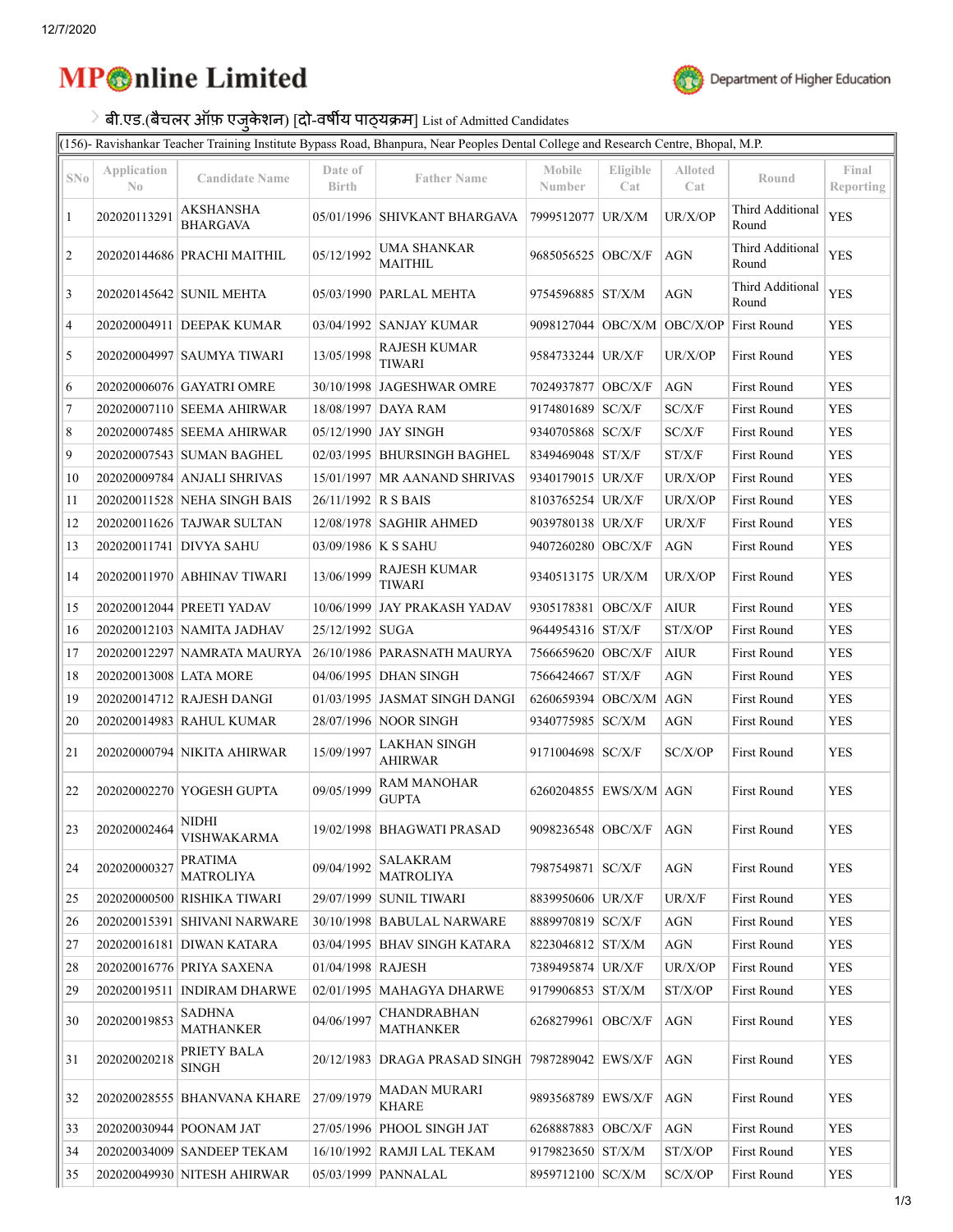# MPOnline Limited

Department of Higher Education

## बी.एड.(बैचलर ऑफ़ एजुकेशन) [दो-वर्षीय पाठ्यक्रम] List of Admitted Candidates

| (156)- Ravishankar Teacher Training Institute Bypass Road, Bhanpura, Near Peoples Dental College and Research Centre, Bhopal, M.P. | | | | | | | | | |
|---|---|---|---|---|---|---|---|---|---|
| SNo | Application No | Candidate Name | Date of Birth | Father Name | Mobile Number | Eligible Cat | Alloted Cat | Round | Final Reporting |
| 1 | 202020113291 | AKSHANSHA BHARGAVA | 05/01/1996 | SHIVKANT BHARGAVA | 7999512077 | UR/X/M | UR/X/OP | Third Additional Round | YES |
| 2 | 202020144686 | PRACHI MAITHIL | 05/12/1992 | UMA SHANKAR MAITHIL | 9685056525 | OBC/X/F | AGN | Third Additional Round | YES |
| 3 | 202020145642 | SUNIL MEHTA | 05/03/1990 | PARLAL MEHTA | 9754596885 | ST/X/M | AGN | Third Additional Round | YES |
| 4 | 202020004911 | DEEPAK KUMAR | 03/04/1992 | SANJAY KUMAR | 9098127044 | OBC/X/M | OBC/X/OP | First Round | YES |
| 5 | 202020004997 | SAUMYA TIWARI | 13/05/1998 | RAJESH KUMAR TIWARI | 9584733244 | UR/X/F | UR/X/OP | First Round | YES |
| 6 | 202020006076 | GAYATRI OMRE | 30/10/1998 | JAGESHWAR OMRE | 7024937877 | OBC/X/F | AGN | First Round | YES |
| 7 | 202020007110 | SEEMA AHIRWAR | 18/08/1997 | DAYA RAM | 9174801689 | SC/X/F | SC/X/F | First Round | YES |
| 8 | 202020007485 | SEEMA AHIRWAR | 05/12/1990 | JAY SINGH | 9340705868 | SC/X/F | SC/X/F | First Round | YES |
| 9 | 202020007543 | SUMAN BAGHEL | 02/03/1995 | BHURSINGH BAGHEL | 8349469048 | ST/X/F | ST/X/F | First Round | YES |
| 10 | 202020009784 | ANJALI SHRIVAS | 15/01/1997 | MR AANAND SHRIVAS | 9340179015 | UR/X/F | UR/X/OP | First Round | YES |
| 11 | 202020011528 | NEHA SINGH BAIS | 26/11/1992 | R S BAIS | 8103765254 | UR/X/F | UR/X/OP | First Round | YES |
| 12 | 202020011626 | TAJWAR SULTAN | 12/08/1978 | SAGHIR AHMED | 9039780138 | UR/X/F | UR/X/F | First Round | YES |
| 13 | 202020011741 | DIVYA SAHU | 03/09/1986 | K S SAHU | 9407260280 | OBC/X/F | AGN | First Round | YES |
| 14 | 202020011970 | ABHINAV TIWARI | 13/06/1999 | RAJESH KUMAR TIWARI | 9340513175 | UR/X/M | UR/X/OP | First Round | YES |
| 15 | 202020012044 | PREETI YADAV | 10/06/1999 | JAY PRAKASH YADAV | 9305178381 | OBC/X/F | AIUR | First Round | YES |
| 16 | 202020012103 | NAMITA JADHAV | 25/12/1992 | SUGA | 9644954316 | ST/X/F | ST/X/OP | First Round | YES |
| 17 | 202020012297 | NAMRATA MAURYA | 26/10/1986 | PARASNATH MAURYA | 7566659620 | OBC/X/F | AIUR | First Round | YES |
| 18 | 202020013008 | LATA MORE | 04/06/1995 | DHAN SINGH | 7566424667 | ST/X/F | AGN | First Round | YES |
| 19 | 202020014712 | RAJESH DANGI | 01/03/1995 | JASMAT SINGH DANGI | 6260659394 | OBC/X/M | AGN | First Round | YES |
| 20 | 202020014983 | RAHUL KUMAR | 28/07/1996 | NOOR SINGH | 9340775985 | SC/X/M | AGN | First Round | YES |
| 21 | 202020000794 | NIKITA AHIRWAR | 15/09/1997 | LAKHAN SINGH AHIRWAR | 9171004698 | SC/X/F | SC/X/OP | First Round | YES |
| 22 | 202020002270 | YOGESH GUPTA | 09/05/1999 | RAM MANOHAR GUPTA | 6260204855 | EWS/X/M | AGN | First Round | YES |
| 23 | 202020002464 | NIDHI VISHWAKARMA | 19/02/1998 | BHAGWATI PRASAD | 9098236548 | OBC/X/F | AGN | First Round | YES |
| 24 | 202020000327 | PRATIMA MATROLIYA | 09/04/1992 | SALAKRAM MATROLIYA | 7987549871 | SC/X/F | AGN | First Round | YES |
| 25 | 202020000500 | RISHIKA TIWARI | 29/07/1999 | SUNIL TIWARI | 8839950606 | UR/X/F | UR/X/F | First Round | YES |
| 26 | 202020015391 | SHIVANI NARWARE | 30/10/1998 | BABULAL NARWARE | 8889970819 | SC/X/F | AGN | First Round | YES |
| 27 | 202020016181 | DIWAN KATARA | 03/04/1995 | BHAV SINGH KATARA | 8223046812 | ST/X/M | AGN | First Round | YES |
| 28 | 202020016776 | PRIYA SAXENA | 01/04/1998 | RAJESH | 7389495874 | UR/X/F | UR/X/OP | First Round | YES |
| 29 | 202020019511 | INDIRAM DHARWE | 02/01/1995 | MAHAGYA DHARWE | 9179906853 | ST/X/M | ST/X/OP | First Round | YES |
| 30 | 202020019853 | SADHNA MATHANKER | 04/06/1997 | CHANDRABHAN MATHANKER | 6268279961 | OBC/X/F | AGN | First Round | YES |
| 31 | 202020020218 | PRIETY BALA SINGH | 20/12/1983 | DRAGA PRASAD SINGH | 7987289042 | EWS/X/F | AGN | First Round | YES |
| 32 | 202020028555 | BHANVANA KHARE | 27/09/1979 | MADAN MURARI KHARE | 9893568789 | EWS/X/F | AGN | First Round | YES |
| 33 | 202020030944 | POONAM JAT | 27/05/1996 | PHOOL SINGH JAT | 6268887883 | OBC/X/F | AGN | First Round | YES |
| 34 | 202020034009 | SANDEEP TEKAM | 16/10/1992 | RAMJI LAL TEKAM | 9179823650 | ST/X/M | ST/X/OP | First Round | YES |
| 35 | 202020049930 | NITESH AHIRWAR | 05/03/1999 | PANNALAL | 8959712100 | SC/X/M | SC/X/OP | First Round | YES |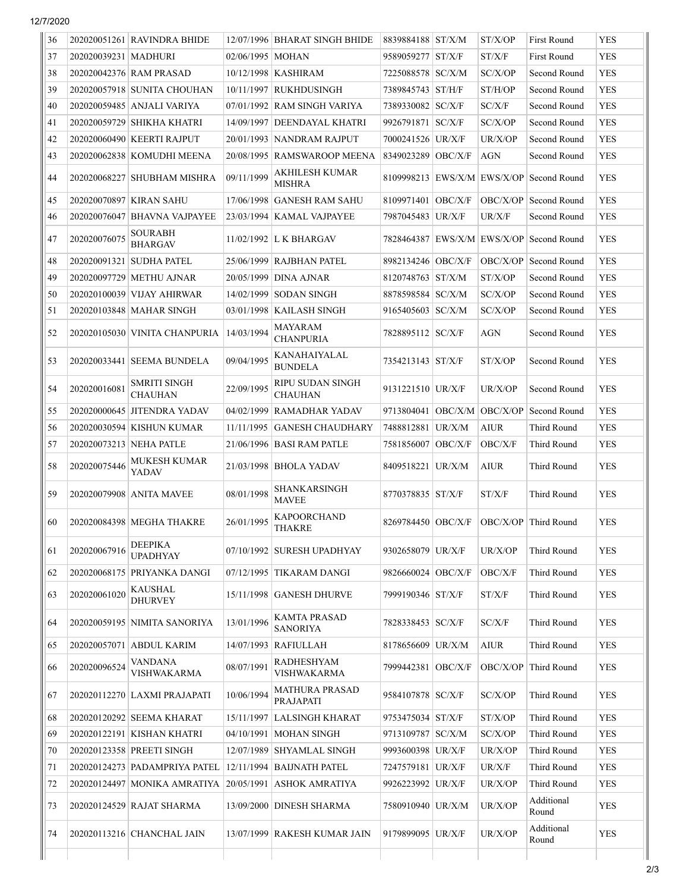| 36 | 202020051261 | RAVINDRA BHIDE | 12/07/1996 | BHARAT SINGH BHIDE | 8839884188 | ST/X/M | ST/X/OP | First Round | YES |
|---|---|---|---|---|---|---|---|---|---|
| 37 | 202020039231 | MADHURI | 02/06/1995 | MOHAN | 9589059277 | ST/X/F | ST/X/F | First Round | YES |
| 38 | 202020042376 | RAM PRASAD | 10/12/1998 | KASHIRAM | 7225088578 | SC/X/M | SC/X/OP | Second Round | YES |
| 39 | 202020057918 | SUNITA CHOUHAN | 10/11/1997 | RUKHDUSINGH | 7389845743 | ST/H/F | ST/H/OP | Second Round | YES |
| 40 | 202020059485 | ANJALI VARIYA | 07/01/1992 | RAM SINGH VARIYA | 7389330082 | SC/X/F | SC/X/F | Second Round | YES |
| 41 | 202020059729 | SHIKHA KHATRI | 14/09/1997 | DEENDAYAL KHATRI | 9926791871 | SC/X/F | SC/X/OP | Second Round | YES |
| 42 | 202020060490 | KEERTI RAJPUT | 20/01/1993 | NANDRAM RAJPUT | 7000241526 | UR/X/F | UR/X/OP | Second Round | YES |
| 43 | 202020062838 | KOMUDHI MEENA | 20/08/1995 | RAMSWAROOP MEENA | 8349023289 | OBC/X/F | AGN | Second Round | YES |
| 44 | 202020068227 | SHUBHAM MISHRA | 09/11/1999 | AKHILESH KUMAR MISHRA | 8109998213 | EWS/X/M | EWS/X/OP | Second Round | YES |
| 45 | 202020070897 | KIRAN SAHU | 17/06/1998 | GANESH RAM SAHU | 8109971401 | OBC/X/F | OBC/X/OP | Second Round | YES |
| 46 | 202020076047 | BHAVNA VAJPAYEE | 23/03/1994 | KAMAL VAJPAYEE | 7987045483 | UR/X/F | UR/X/F | Second Round | YES |
| 47 | 202020076075 | SOURABH BHARGAV | 11/02/1992 | L K BHARGAV | 7828464387 | EWS/X/M | EWS/X/OP | Second Round | YES |
| 48 | 202020091321 | SUDHA PATEL | 25/06/1999 | RAJBHAN PATEL | 8982134246 | OBC/X/F | OBC/X/OP | Second Round | YES |
| 49 | 202020097729 | METHU AJNAR | 20/05/1999 | DINA AJNAR | 8120748763 | ST/X/M | ST/X/OP | Second Round | YES |
| 50 | 202020100039 | VIJAY AHIRWAR | 14/02/1999 | SODAN SINGH | 8878598584 | SC/X/M | SC/X/OP | Second Round | YES |
| 51 | 202020103848 | MAHAR SINGH | 03/01/1998 | KAILASH SINGH | 9165405603 | SC/X/M | SC/X/OP | Second Round | YES |
| 52 | 202020105030 | VINITA CHANPURIA | 14/03/1994 | MAYARAM CHANPURIA | 7828895112 | SC/X/F | AGN | Second Round | YES |
| 53 | 202020033441 | SEEMA BUNDELA | 09/04/1995 | KANAHAIYALAL BUNDELA | 7354213143 | ST/X/F | ST/X/OP | Second Round | YES |
| 54 | 202020016081 | SMRITI SINGH CHAUHAN | 22/09/1995 | RIPU SUDAN SINGH CHAUHAN | 9131221510 | UR/X/F | UR/X/OP | Second Round | YES |
| 55 | 202020000645 | JITENDRA YADAV | 04/02/1999 | RAMADHAR YADAV | 9713804041 | OBC/X/M | OBC/X/OP | Second Round | YES |
| 56 | 202020030594 | KISHUN KUMAR | 11/11/1995 | GANESH CHAUDHARY | 7488812881 | UR/X/M | AIUR | Third Round | YES |
| 57 | 202020073213 | NEHA PATLE | 21/06/1996 | BASI RAM PATLE | 7581856007 | OBC/X/F | OBC/X/F | Third Round | YES |
| 58 | 202020075446 | MUKESH KUMAR YADAV | 21/03/1998 | BHOLA YADAV | 8409518221 | UR/X/M | AIUR | Third Round | YES |
| 59 | 202020079908 | ANITA MAVEE | 08/01/1998 | SHANKARSINGH MAVEE | 8770378835 | ST/X/F | ST/X/F | Third Round | YES |
| 60 | 202020084398 | MEGHA THAKRE | 26/01/1995 | KAPOORCHAND THAKRE | 8269784450 | OBC/X/F | OBC/X/OP | Third Round | YES |
| 61 | 202020067916 | DEEPIKA UPADHYAY | 07/10/1992 | SURESH UPADHYAY | 9302658079 | UR/X/F | UR/X/OP | Third Round | YES |
| 62 | 202020068175 | PRIYANKA DANGI | 07/12/1995 | TIKARAM DANGI | 9826660024 | OBC/X/F | OBC/X/F | Third Round | YES |
| 63 | 202020061020 | KAUSHAL DHURVEY | 15/11/1998 | GANESH DHURVE | 7999190346 | ST/X/F | ST/X/F | Third Round | YES |
| 64 | 202020059195 | NIMITA SANORIYA | 13/01/1996 | KAMTA PRASAD SANORIYA | 7828338453 | SC/X/F | SC/X/F | Third Round | YES |
| 65 | 202020057071 | ABDUL KARIM | 14/07/1993 | RAFIULLAH | 8178656609 | UR/X/M | AIUR | Third Round | YES |
| 66 | 202020096524 | VANDANA VISHWAKARMA | 08/07/1991 | RADHESHYAM VISHWAKARMA | 7999442381 | OBC/X/F | OBC/X/OP | Third Round | YES |
| 67 | 202020112270 | LAXMI PRAJAPATI | 10/06/1994 | MATHURA PRASAD PRAJAPATI | 9584107878 | SC/X/F | SC/X/OP | Third Round | YES |
| 68 | 202020120292 | SEEMA KHARAT | 15/11/1997 | LALSINGH KHARAT | 9753475034 | ST/X/F | ST/X/OP | Third Round | YES |
| 69 | 202020122191 | KISHAN KHATRI | 04/10/1991 | MOHAN SINGH | 9713109787 | SC/X/M | SC/X/OP | Third Round | YES |
| 70 | 202020123358 | PREETI SINGH | 12/07/1989 | SHYAMLAL SINGH | 9993600398 | UR/X/F | UR/X/OP | Third Round | YES |
| 71 | 202020124273 | PADAMPRIYA PATEL | 12/11/1994 | BAIJNATH PATEL | 7247579181 | UR/X/F | UR/X/F | Third Round | YES |
| 72 | 202020124497 | MONIKA AMRATIYA | 20/05/1991 | ASHOK AMRATIYA | 9926223992 | UR/X/F | UR/X/OP | Third Round | YES |
| 73 | 202020124529 | RAJAT SHARMA | 13/09/2000 | DINESH SHARMA | 7580910940 | UR/X/M | UR/X/OP | Additional Round | YES |
| 74 | 202020113216 | CHANCHAL JAIN | 13/07/1999 | RAKESH KUMAR JAIN | 9179899095 | UR/X/F | UR/X/OP | Additional Round | YES |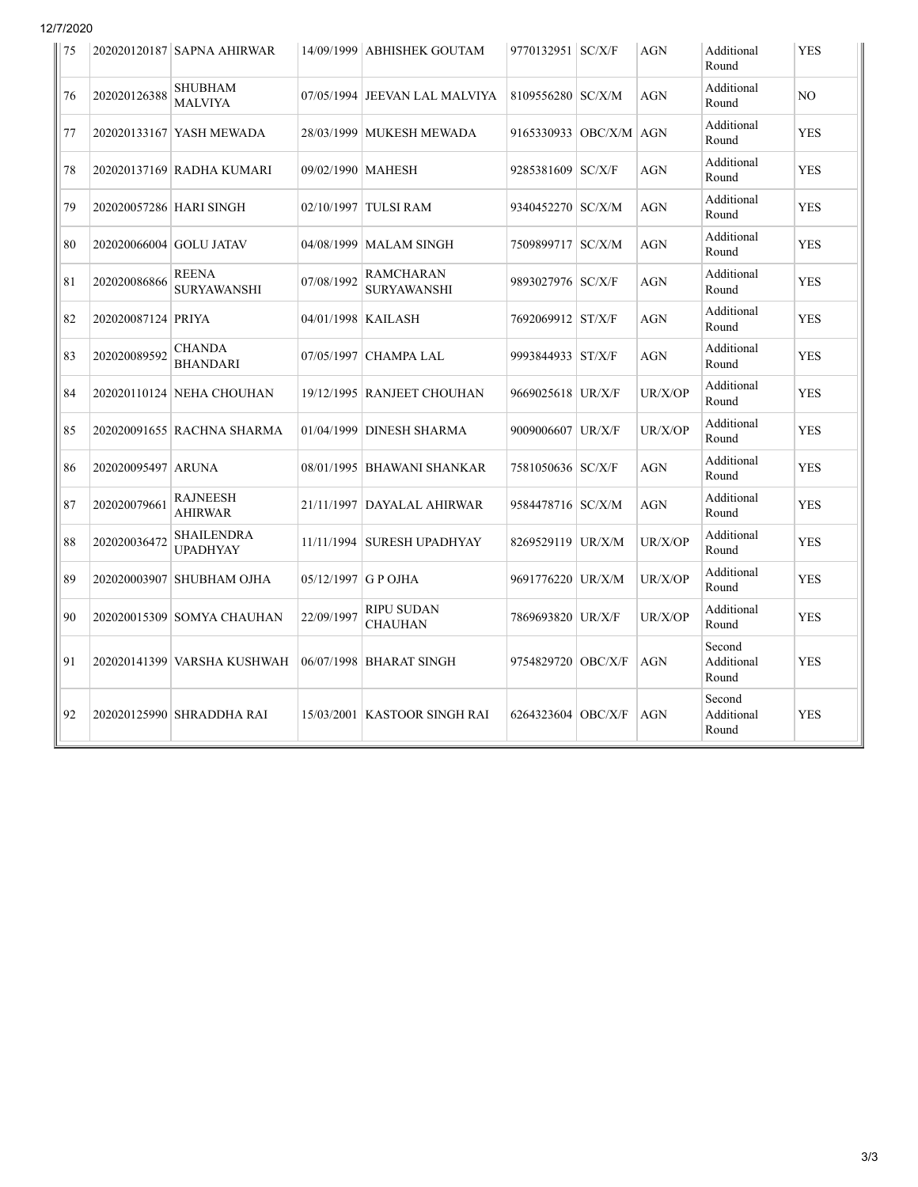| | | | | | | | | | |
|---|---|---|---|---|---|---|---|---|---|
| 75 | 202020120187 | SAPNA AHIRWAR | 14/09/1999 | ABHISHEK GOUTAM | 9770132951 | SC/X/F | AGN | Additional Round | YES |
| 76 | 202020126388 | SHUBHAM MALVIYA | 07/05/1994 | JEEVAN LAL MALVIYA | 8109556280 | SC/X/M | AGN | Additional Round | NO |
| 77 | 202020133167 | YASH MEWADA | 28/03/1999 | MUKESH MEWADA | 9165330933 | OBC/X/M | AGN | Additional Round | YES |
| 78 | 202020137169 | RADHA KUMARI | 09/02/1990 | MAHESH | 9285381609 | SC/X/F | AGN | Additional Round | YES |
| 79 | 202020057286 | HARI SINGH | 02/10/1997 | TULSI RAM | 9340452270 | SC/X/M | AGN | Additional Round | YES |
| 80 | 202020066004 | GOLU JATAV | 04/08/1999 | MALAM SINGH | 7509899717 | SC/X/M | AGN | Additional Round | YES |
| 81 | 202020086866 | REENA SURYAWANSHI | 07/08/1992 | RAMCHARAN SURYAWANSHI | 9893027976 | SC/X/F | AGN | Additional Round | YES |
| 82 | 202020087124 | PRIYA | 04/01/1998 | KAILASH | 7692069912 | ST/X/F | AGN | Additional Round | YES |
| 83 | 202020089592 | CHANDA BHANDARI | 07/05/1997 | CHAMPA LAL | 9993844933 | ST/X/F | AGN | Additional Round | YES |
| 84 | 202020110124 | NEHA CHOUHAN | 19/12/1995 | RANJEET CHOUHAN | 9669025618 | UR/X/F | UR/X/OP | Additional Round | YES |
| 85 | 202020091655 | RACHNA SHARMA | 01/04/1999 | DINESH SHARMA | 9009006607 | UR/X/F | UR/X/OP | Additional Round | YES |
| 86 | 202020095497 | ARUNA | 08/01/1995 | BHAWANI SHANKAR | 7581050636 | SC/X/F | AGN | Additional Round | YES |
| 87 | 202020079661 | RAJNEESH AHIRWAR | 21/11/1997 | DAYALAL AHIRWAR | 9584478716 | SC/X/M | AGN | Additional Round | YES |
| 88 | 202020036472 | SHAILENDRA UPADHYAY | 11/11/1994 | SURESH UPADHYAY | 8269529119 | UR/X/M | UR/X/OP | Additional Round | YES |
| 89 | 202020003907 | SHUBHAM OJHA | 05/12/1997 | G P OJHA | 9691776220 | UR/X/M | UR/X/OP | Additional Round | YES |
| 90 | 202020015309 | SOMYA CHAUHAN | 22/09/1997 | RIPU SUDAN CHAUHAN | 7869693820 | UR/X/F | UR/X/OP | Additional Round | YES |
| 91 | 202020141399 | VARSHA KUSHWAH | 06/07/1998 | BHARAT SINGH | 9754829720 | OBC/X/F | AGN | Second Additional Round | YES |
| 92 | 202020125990 | SHRADDHA RAI | 15/03/2001 | KASTOOR SINGH RAI | 6264323604 | OBC/X/F | AGN | Second Additional Round | YES |